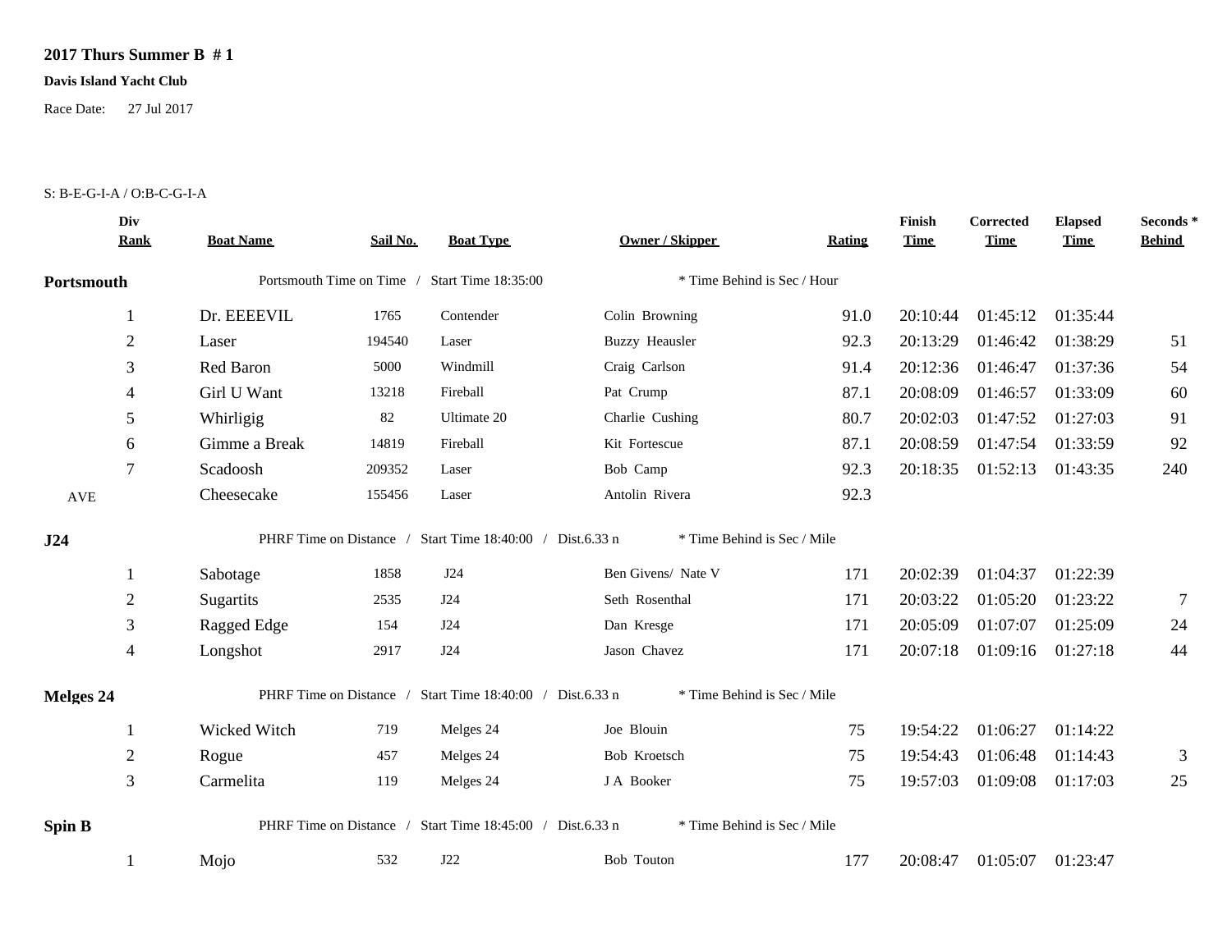**2017 Thurs Summer B # 1**

**Davis Island Yacht Club**

Race Date: 27 Jul 2017

S: B-E-G-I-A / O:B-C-G-I-A

| Div Rank | Boat Name | Sail No. | Boat Type | Owner / Skipper | Rating | Finish Time | Corrected Time | Elapsed Time | Seconds * Behind |
|---|---|---|---|---|---|---|---|---|---|
| **Portsmouth** | Portsmouth Time on Time / Start Time 18:35:00 | | | * Time Behind is Sec / Hour | | | | | |
| 1 | Dr. EEEEVIL | 1765 | Contender | Colin Browning | 91.0 | 20:10:44 | 01:45:12 | 01:35:44 | |
| 2 | Laser | 194540 | Laser | Buzzy Heausler | 92.3 | 20:13:29 | 01:46:42 | 01:38:29 | 51 |
| 3 | Red Baron | 5000 | Windmill | Craig Carlson | 91.4 | 20:12:36 | 01:46:47 | 01:37:36 | 54 |
| 4 | Girl U Want | 13218 | Fireball | Pat Crump | 87.1 | 20:08:09 | 01:46:57 | 01:33:09 | 60 |
| 5 | Whirligig | 82 | Ultimate 20 | Charlie Cushing | 80.7 | 20:02:03 | 01:47:52 | 01:27:03 | 91 |
| 6 | Gimme a Break | 14819 | Fireball | Kit Fortescue | 87.1 | 20:08:59 | 01:47:54 | 01:33:59 | 92 |
| 7 | Scadoosh | 209352 | Laser | Bob Camp | 92.3 | 20:18:35 | 01:52:13 | 01:43:35 | 240 |
| AVE | Cheesecake | 155456 | Laser | Antolin Rivera | 92.3 | | | | |
| **J24** | PHRF Time on Distance / Start Time 18:40:00 / Dist.6.33 n | | | * Time Behind is Sec / Mile | | | | | |
| 1 | Sabotage | 1858 | J24 | Ben Givens/ Nate V | 171 | 20:02:39 | 01:04:37 | 01:22:39 | |
| 2 | Sugartits | 2535 | J24 | Seth Rosenthal | 171 | 20:03:22 | 01:05:20 | 01:23:22 | 7 |
| 3 | Ragged Edge | 154 | J24 | Dan Kresge | 171 | 20:05:09 | 01:07:07 | 01:25:09 | 24 |
| 4 | Longshot | 2917 | J24 | Jason Chavez | 171 | 20:07:18 | 01:09:16 | 01:27:18 | 44 |
| **Melges 24** | PHRF Time on Distance / Start Time 18:40:00 / Dist.6.33 n | | | * Time Behind is Sec / Mile | | | | | |
| 1 | Wicked Witch | 719 | Melges 24 | Joe Blouin | 75 | 19:54:22 | 01:06:27 | 01:14:22 | |
| 2 | Rogue | 457 | Melges 24 | Bob Kroetsch | 75 | 19:54:43 | 01:06:48 | 01:14:43 | 3 |
| 3 | Carmelita | 119 | Melges 24 | J A Booker | 75 | 19:57:03 | 01:09:08 | 01:17:03 | 25 |
| **Spin B** | PHRF Time on Distance / Start Time 18:45:00 / Dist.6.33 n | | | * Time Behind is Sec / Mile | | | | | |
| 1 | Mojo | 532 | J22 | Bob Touton | 177 | 20:08:47 | 01:05:07 | 01:23:47 | |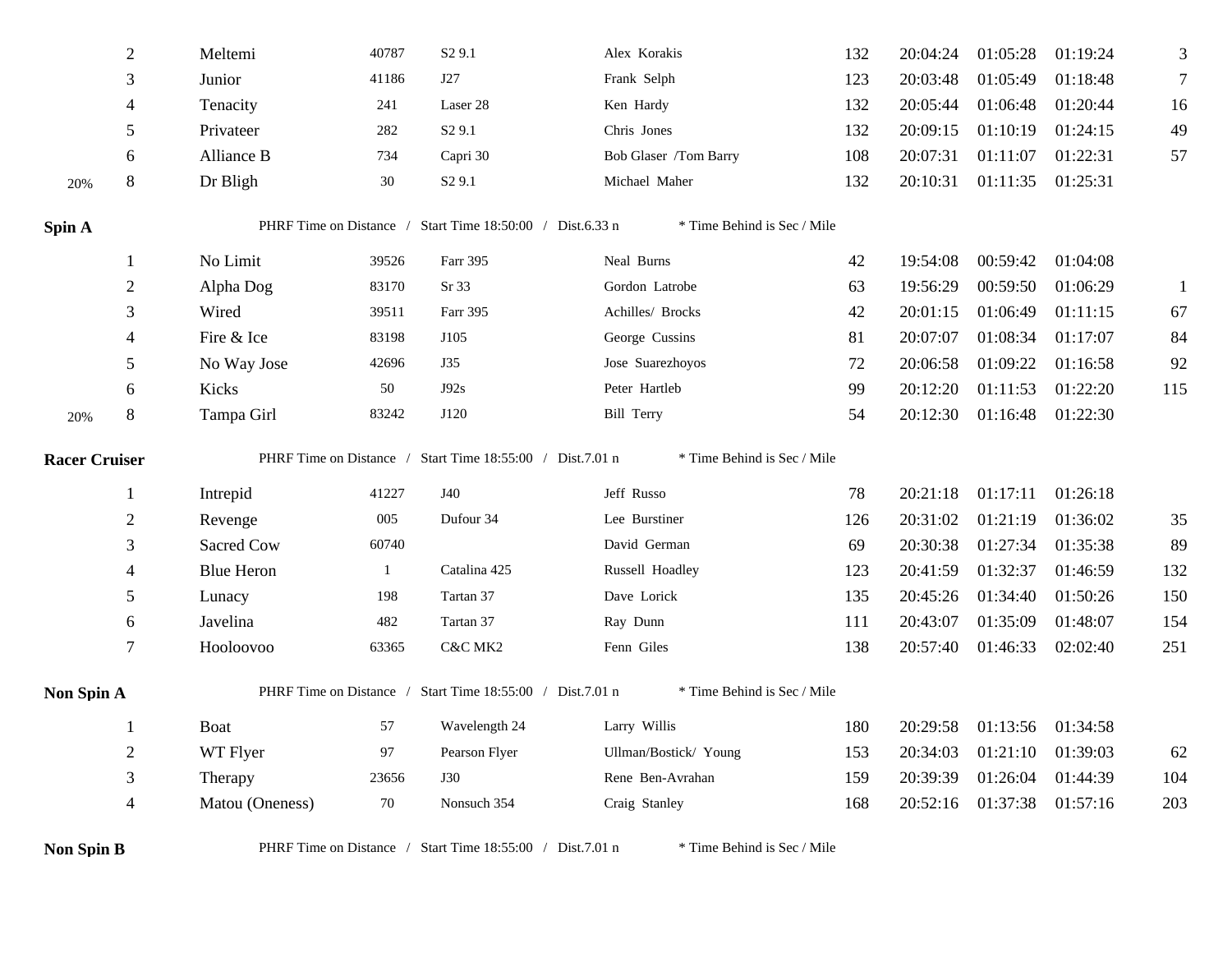|  | 2 | Meltemi | 40787 | S2 9.1 | Alex Korakis | 132 | 20:04:24 | 01:05:28 | 01:19:24 | 3 |
|---|---|---|---|---|---|---|---|---|---|---|
|  | 3 | Junior | 41186 | J27 | Frank Selph | 123 | 20:03:48 | 01:05:49 | 01:18:48 | 7 |
|  | 4 | Tenacity | 241 | Laser 28 | Ken Hardy | 132 | 20:05:44 | 01:06:48 | 01:20:44 | 16 |
|  | 5 | Privateer | 282 | S2 9.1 | Chris Jones | 132 | 20:09:15 | 01:10:19 | 01:24:15 | 49 |
|  | 6 | Alliance B | 734 | Capri 30 | Bob Glaser /Tom Barry | 108 | 20:07:31 | 01:11:07 | 01:22:31 | 57 |
| 20% | 8 | Dr Bligh | 30 | S2 9.1 | Michael Maher | 132 | 20:10:31 | 01:11:35 | 01:25:31 |  |

**Spin A** PHRF Time on Distance / Start Time 18:50:00 / Dist.6.33 n * Time Behind is Sec / Mile

|  |  |  |  |  |  |  |  |  |  |  |
|---|---|---|---|---|---|---|---|---|---|---|
|  | 1 | No Limit | 39526 | Farr 395 | Neal Burns | 42 | 19:54:08 | 00:59:42 | 01:04:08 |  |
|  | 2 | Alpha Dog | 83170 | Sr 33 | Gordon Latrobe | 63 | 19:56:29 | 00:59:50 | 01:06:29 | 1 |
|  | 3 | Wired | 39511 | Farr 395 | Achilles/ Brocks | 42 | 20:01:15 | 01:06:49 | 01:11:15 | 67 |
|  | 4 | Fire & Ice | 83198 | J105 | George Cussins | 81 | 20:07:07 | 01:08:34 | 01:17:07 | 84 |
|  | 5 | No Way Jose | 42696 | J35 | Jose Suarezhoyos | 72 | 20:06:58 | 01:09:22 | 01:16:58 | 92 |
|  | 6 | Kicks | 50 | J92s | Peter Hartleb | 99 | 20:12:20 | 01:11:53 | 01:22:20 | 115 |
| 20% | 8 | Tampa Girl | 83242 | J120 | Bill Terry | 54 | 20:12:30 | 01:16:48 | 01:22:30 |  |

**Racer Cruiser** PHRF Time on Distance / Start Time 18:55:00 / Dist.7.01 n * Time Behind is Sec / Mile

|  |  |  |  |  |  |  |  |  |  |  |
|---|---|---|---|---|---|---|---|---|---|---|
|  | 1 | Intrepid | 41227 | J40 | Jeff Russo | 78 | 20:21:18 | 01:17:11 | 01:26:18 |  |
|  | 2 | Revenge | 005 | Dufour 34 | Lee Burstiner | 126 | 20:31:02 | 01:21:19 | 01:36:02 | 35 |
|  | 3 | Sacred Cow | 60740 |  | David German | 69 | 20:30:38 | 01:27:34 | 01:35:38 | 89 |
|  | 4 | Blue Heron | 1 | Catalina 425 | Russell Hoadley | 123 | 20:41:59 | 01:32:37 | 01:46:59 | 132 |
|  | 5 | Lunacy | 198 | Tartan 37 | Dave Lorick | 135 | 20:45:26 | 01:34:40 | 01:50:26 | 150 |
|  | 6 | Javelina | 482 | Tartan 37 | Ray Dunn | 111 | 20:43:07 | 01:35:09 | 01:48:07 | 154 |
|  | 7 | Hooloovoo | 63365 | C&C MK2 | Fenn Giles | 138 | 20:57:40 | 01:46:33 | 02:02:40 | 251 |

**Non Spin A** PHRF Time on Distance / Start Time 18:55:00 / Dist.7.01 n * Time Behind is Sec / Mile

|  |  |  |  |  |  |  |  |  |  |  |
|---|---|---|---|---|---|---|---|---|---|---|
|  | 1 | Boat | 57 | Wavelength 24 | Larry Willis | 180 | 20:29:58 | 01:13:56 | 01:34:58 |  |
|  | 2 | WT Flyer | 97 | Pearson Flyer | Ullman/Bostick/ Young | 153 | 20:34:03 | 01:21:10 | 01:39:03 | 62 |
|  | 3 | Therapy | 23656 | J30 | Rene Ben-Avrahan | 159 | 20:39:39 | 01:26:04 | 01:44:39 | 104 |
|  | 4 | Matou (Oneness) | 70 | Nonsuch 354 | Craig Stanley | 168 | 20:52:16 | 01:37:38 | 01:57:16 | 203 |

**Non Spin B** PHRF Time on Distance / Start Time 18:55:00 / Dist.7.01 n * Time Behind is Sec / Mile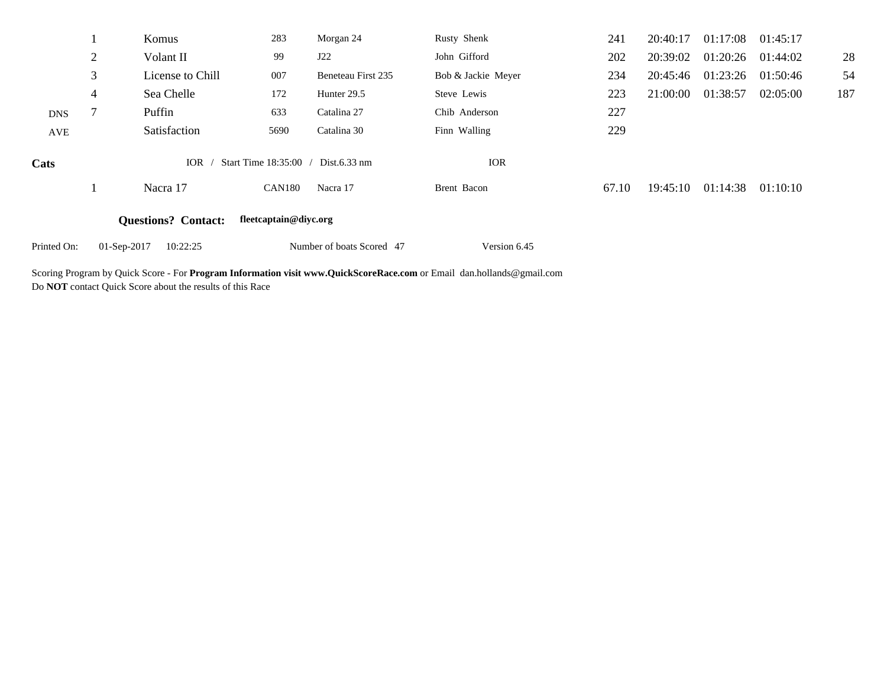| | | | | | | | | | | |
|---|---|---|---|---|---|---|---|---|---|---|
| | 1 | Komus | 283 | Morgan 24 | Rusty Shenk | 241 | 20:40:17 | 01:17:08 | 01:45:17 | |
| | 2 | Volant II | 99 | J22 | John Gifford | 202 | 20:39:02 | 01:20:26 | 01:44:02 | 28 |
| | 3 | License to Chill | 007 | Beneteau First 235 | Bob & Jackie Meyer | 234 | 20:45:46 | 01:23:26 | 01:50:46 | 54 |
| | 4 | Sea Chelle | 172 | Hunter 29.5 | Steve Lewis | 223 | 21:00:00 | 01:38:57 | 02:05:00 | 187 |
| DNS | 7 | Puffin | 633 | Catalina 27 | Chib Anderson | 227 | | | | |
| AVE | | Satisfaction | 5690 | Catalina 30 | Finn Walling | 229 | | | | |

**Cats** IOR / Start Time 18:35:00 / Dist.6.33 nm IOR

| | | | | | | | | | |
|---|---|---|---|---|---|---|---|---|---|
| 1 | Nacra 17 | CAN180 | Nacra 17 | Brent Bacon | 67.10 | 19:45:10 | 01:14:38 | 01:10:10 | |

**Questions? Contact:** **fleetcaptain@diyc.org**

Printed On: 01-Sep-2017 10:22:25 Number of boats Scored 47 Version 6.45

Scoring Program by Quick Score - For **Program Information visit www.QuickScoreRace.com** or Email dan.hollands@gmail.com
Do **NOT** contact Quick Score about the results of this Race